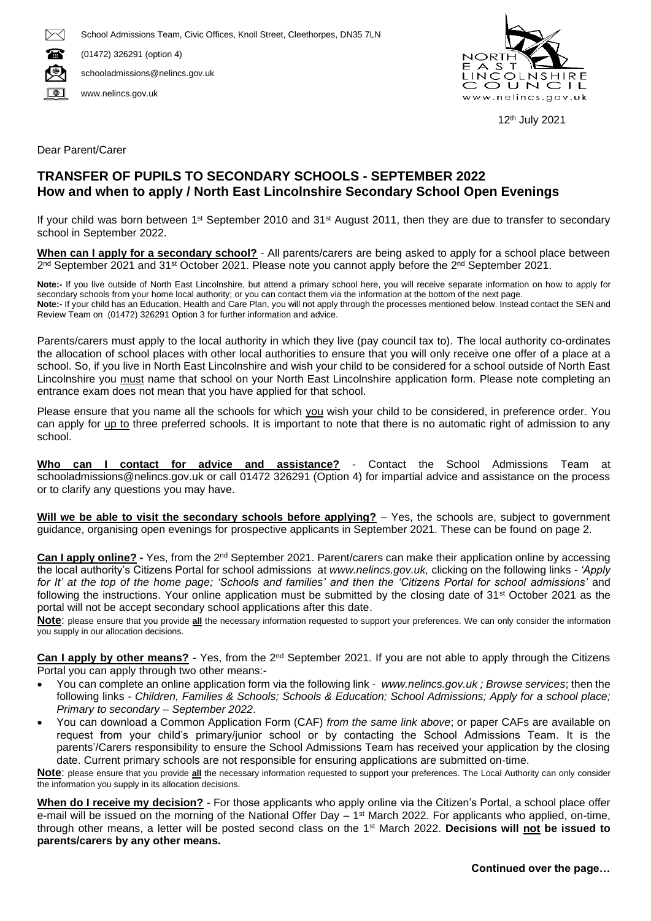School Admissions Team, Civic Offices, Knoll Street, Cleethorpes, DN35 7LN

(01472) 326291 (option 4)

schooladmissions@nelincs.gov.uk

www.nelincs.gov.uk

NORTH EAST LINCOLNSHIRE COUNCIL
www.nelincs.gov.uk

12th July 2021

Dear Parent/Carer

## TRANSFER OF PUPILS TO SECONDARY SCHOOLS - SEPTEMBER 2022
## How and when to apply / North East Lincolnshire Secondary School Open Evenings

If your child was born between 1st September 2010 and 31st August 2011, then they are due to transfer to secondary school in September 2022.

**When can I apply for a secondary school?** - All parents/carers are being asked to apply for a school place between 2nd September 2021 and 31st October 2021. Please note you cannot apply before the 2nd September 2021.

**Note:-** If you live outside of North East Lincolnshire, but attend a primary school here, you will receive separate information on how to apply for secondary schools from your home local authority; or you can contact them via the information at the bottom of the next page.
**Note:-** If your child has an Education, Health and Care Plan, you will not apply through the processes mentioned below. Instead contact the SEN and Review Team on (01472) 326291 Option 3 for further information and advice.

Parents/carers must apply to the local authority in which they live (pay council tax to). The local authority co-ordinates the allocation of school places with other local authorities to ensure that you will only receive one offer of a place at a school. So, if you live in North East Lincolnshire and wish your child to be considered for a school outside of North East Lincolnshire you <u>must</u> name that school on your North East Lincolnshire application form. Please note completing an entrance exam does not mean that you have applied for that school.

Please ensure that you name all the schools for which <u>you</u> wish your child to be considered, in preference order. You can apply for <u>up to</u> three preferred schools. It is important to note that there is no automatic right of admission to any school.

**Who can I contact for advice and assistance?** - Contact the School Admissions Team at schooladmissions@nelincs.gov.uk or call 01472 326291 (Option 4) for impartial advice and assistance on the process or to clarify any questions you may have.

**Will we be able to visit the secondary schools before applying?** – Yes, the schools are, subject to government guidance, organising open evenings for prospective applicants in September 2021. These can be found on page 2.

**Can I apply online? -** Yes, from the 2nd September 2021. Parent/carers can make their application online by accessing the local authority's Citizens Portal for school admissions at *www.nelincs.gov.uk,* clicking on the following links - *'Apply for It' at the top of the home page; 'Schools and families' and then the 'Citizens Portal for school admissions'* and following the instructions. Your online application must be submitted by the closing date of 31st October 2021 as the portal will not be accept secondary school applications after this date.

**Note**: please ensure that you provide **all** the necessary information requested to support your preferences. We can only consider the information you supply in our allocation decisions.

**Can I apply by other means?** - Yes, from the 2nd September 2021. If you are not able to apply through the Citizens Portal you can apply through two other means:-

- You can complete an online application form via the following link - *www.nelincs.gov.uk ; Browse services*; then the following links - *Children, Families & Schools; Schools & Education; School Admissions; Apply for a school place; Primary to secondary – September 2022*.
- You can download a Common Application Form (CAF) *from the same link above*; or paper CAFs are available on request from your child's primary/junior school or by contacting the School Admissions Team. It is the parents'/Carers responsibility to ensure the School Admissions Team has received your application by the closing date. Current primary schools are not responsible for ensuring applications are submitted on-time.

**Note**: please ensure that you provide **all** the necessary information requested to support your preferences. The Local Authority can only consider the information you supply in its allocation decisions.

**When do I receive my decision?** - For those applicants who apply online via the Citizen's Portal, a school place offer e-mail will be issued on the morning of the National Offer Day – 1st March 2022. For applicants who applied, on-time, through other means, a letter will be posted second class on the 1st March 2022. **Decisions will <u>not</u> be issued to parents/carers by any other means.**

**Continued over the page…**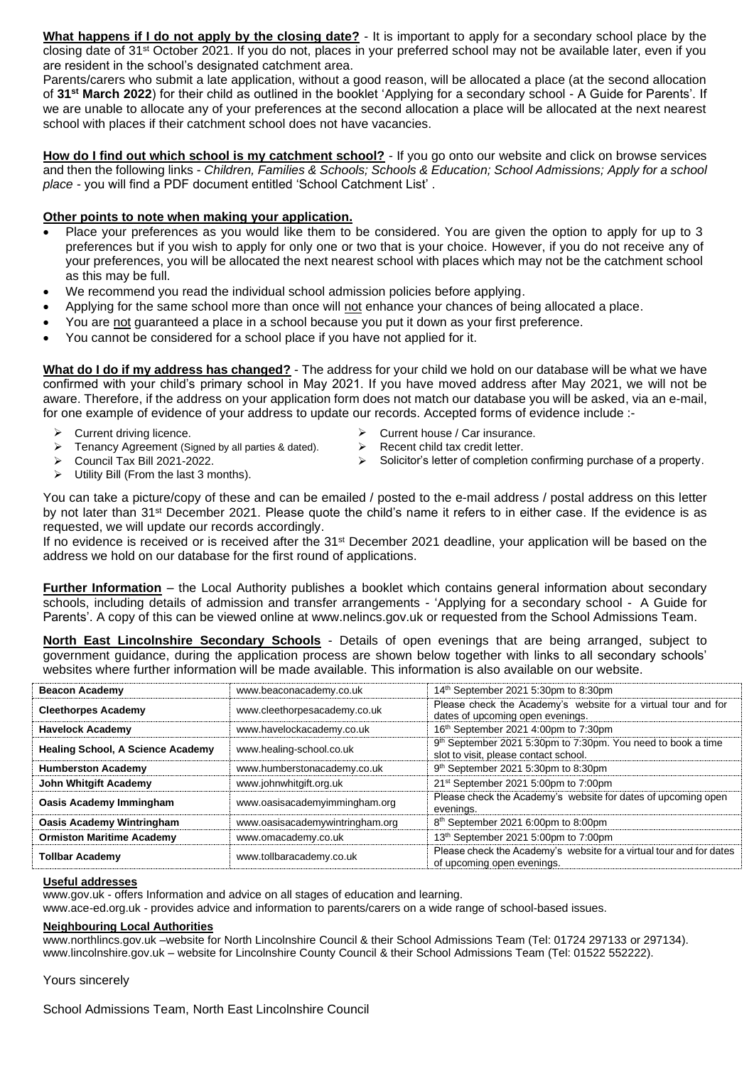**What happens if I do not apply by the closing date?** - It is important to apply for a secondary school place by the closing date of 31st October 2021. If you do not, places in your preferred school may not be available later, even if you are resident in the school's designated catchment area.

Parents/carers who submit a late application, without a good reason, will be allocated a place (at the second allocation of **31st March 2022**) for their child as outlined in the booklet 'Applying for a secondary school - A Guide for Parents'. If we are unable to allocate any of your preferences at the second allocation a place will be allocated at the next nearest school with places if their catchment school does not have vacancies.

**How do I find out which school is my catchment school?** - If you go onto our website and click on browse services and then the following links - *Children, Families & Schools; Schools & Education; School Admissions; Apply for a school place* - you will find a PDF document entitled 'School Catchment List' .

**Other points to note when making your application.**

- Place your preferences as you would like them to be considered. You are given the option to apply for up to 3 preferences but if you wish to apply for only one or two that is your choice. However, if you do not receive any of your preferences, you will be allocated the next nearest school with places which may not be the catchment school as this may be full.
- We recommend you read the individual school admission policies before applying.
- Applying for the same school more than once will not enhance your chances of being allocated a place.
- You are not guaranteed a place in a school because you put it down as your first preference.
- You cannot be considered for a school place if you have not applied for it.

**What do I do if my address has changed?** - The address for your child we hold on our database will be what we have confirmed with your child's primary school in May 2021. If you have moved address after May 2021, we will not be aware. Therefore, if the address on your application form does not match our database you will be asked, via an e-mail, for one example of evidence of your address to update our records. Accepted forms of evidence include :-

- Current driving licence.
- Tenancy Agreement (Signed by all parties & dated).
- Council Tax Bill 2021-2022.
- Utility Bill (From the last 3 months).
- Current house / Car insurance.
- Recent child tax credit letter.
- Solicitor's letter of completion confirming purchase of a property.

You can take a picture/copy of these and can be emailed / posted to the e-mail address / postal address on this letter by not later than 31st December 2021. Please quote the child's name it refers to in either case. If the evidence is as requested, we will update our records accordingly.

If no evidence is received or is received after the 31st December 2021 deadline, your application will be based on the address we hold on our database for the first round of applications.

**Further Information** – the Local Authority publishes a booklet which contains general information about secondary schools, including details of admission and transfer arrangements - 'Applying for a secondary school - A Guide for Parents'. A copy of this can be viewed online at www.nelincs.gov.uk or requested from the School Admissions Team.

**North East Lincolnshire Secondary Schools** - Details of open evenings that are being arranged, subject to government guidance, during the application process are shown below together with links to all secondary schools' websites where further information will be made available. This information is also available on our website.

| | | |
|---|---|---|
| **Beacon Academy** | www.beaconacademy.co.uk | 14th September 2021 5:30pm to 8:30pm |
| **Cleethorpes Academy** | www.cleethorpesacademy.co.uk | Please check the Academy's website for a virtual tour and for dates of upcoming open evenings. |
| **Havelock Academy** | www.havelockacademy.co.uk | 16th September 2021 4:00pm to 7:30pm |
| **Healing School, A Science Academy** | www.healing-school.co.uk | 9th September 2021 5:30pm to 7:30pm. You need to book a time slot to visit, please contact school. |
| **Humberston Academy** | www.humberstonacademy.co.uk | 9th September 2021 5:30pm to 8:30pm |
| **John Whitgift Academy** | www.johnwhitgift.org.uk | 21st September 2021 5:00pm to 7:00pm |
| **Oasis Academy Immingham** | www.oasisacademyimmingham.org | Please check the Academy's website for dates of upcoming open evenings. |
| **Oasis Academy Wintringham** | www.oasisacademywintringham.org | 8th September 2021 6:00pm to 8:00pm |
| **Ormiston Maritime Academy** | www.omacademy.co.uk | 13th September 2021 5:00pm to 7:00pm |
| **Tollbar Academy** | www.tollbaracademy.co.uk | Please check the Academy's website for a virtual tour and for dates of upcoming open evenings. |

**Useful addresses**

www.gov.uk - offers Information and advice on all stages of education and learning.
www.ace-ed.org.uk - provides advice and information to parents/carers on a wide range of school-based issues.

**Neighbouring Local Authorities**

www.northlincs.gov.uk –website for North Lincolnshire Council & their School Admissions Team (Tel: 01724 297133 or 297134).
www.lincolnshire.gov.uk – website for Lincolnshire County Council & their School Admissions Team (Tel: 01522 552222).

Yours sincerely

School Admissions Team, North East Lincolnshire Council